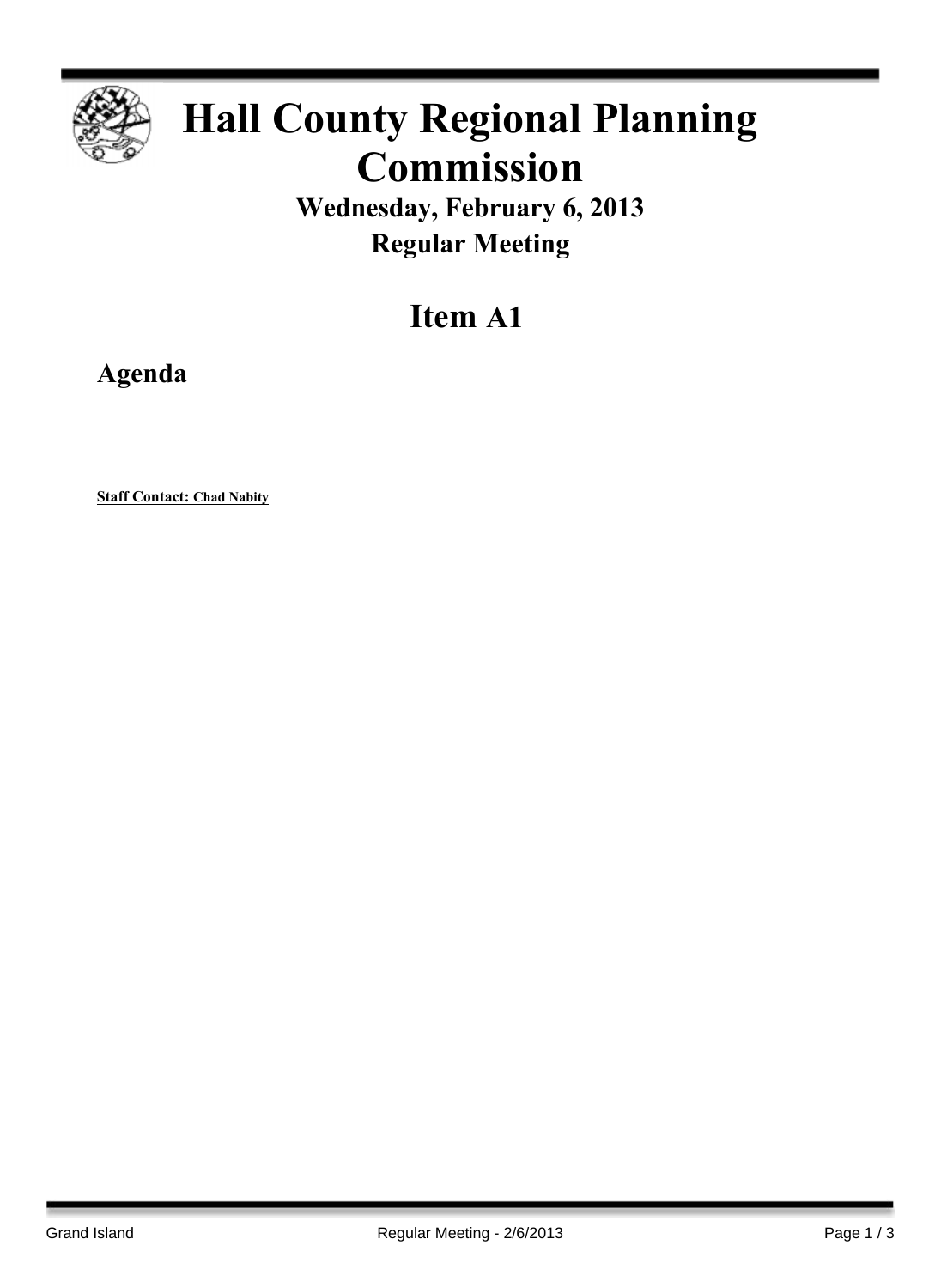# Hall County Regional Planning Commission

## Wednesday, February 6, 2013

## Regular Meeting

# Item A1

## Agenda

**Staff Contact: Chad Nabity**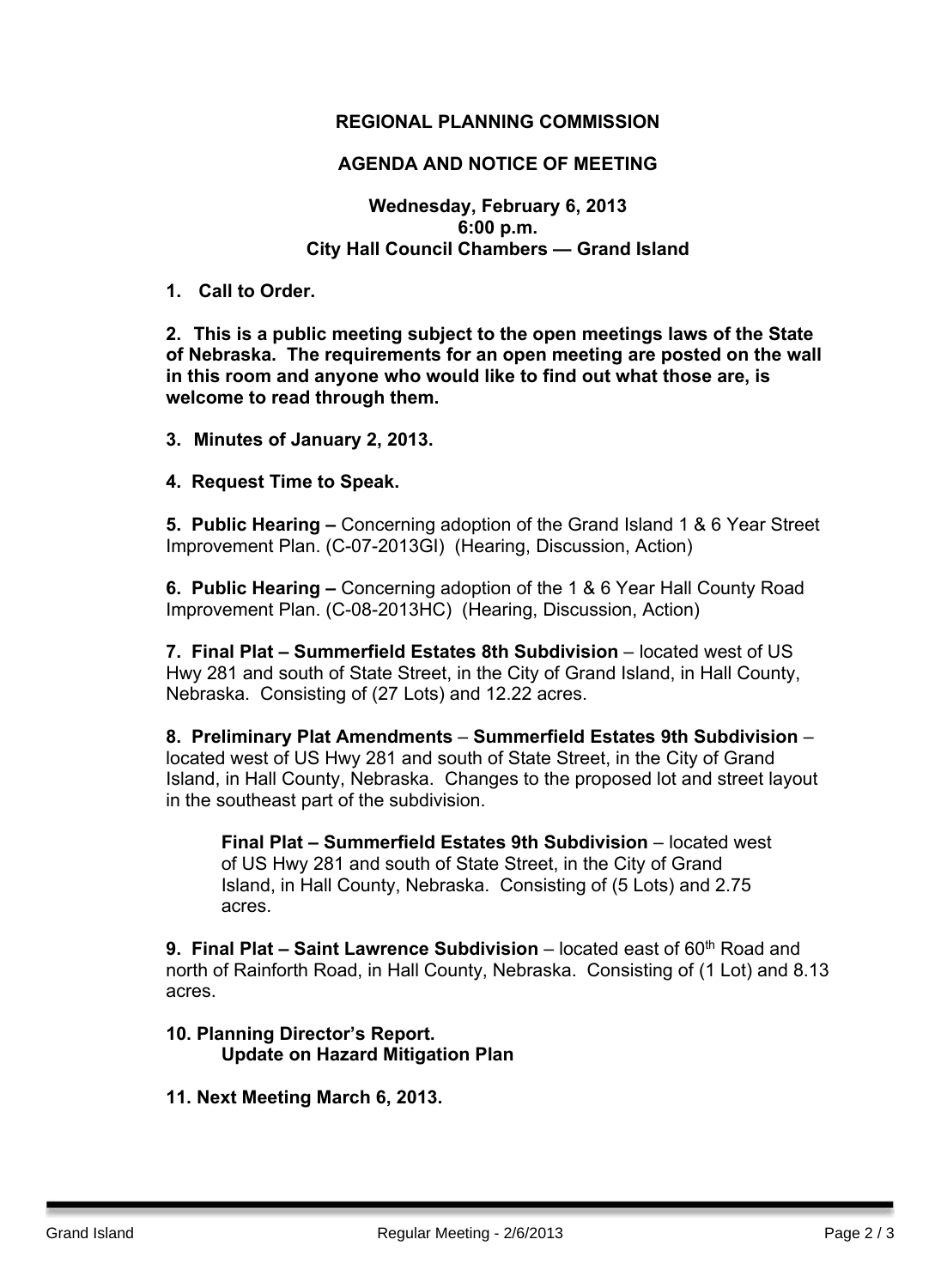**REGIONAL PLANNING COMMISSION**

**AGENDA AND NOTICE OF MEETING**

**Wednesday, February 6, 2013**
**6:00 p.m.**
**City Hall Council Chambers — Grand Island**

**1. Call to Order.**

**2. This is a public meeting subject to the open meetings laws of the State of Nebraska. The requirements for an open meeting are posted on the wall in this room and anyone who would like to find out what those are, is welcome to read through them.**

**3. Minutes of January 2, 2013.**

**4. Request Time to Speak.**

**5. Public Hearing –** Concerning adoption of the Grand Island 1 & 6 Year Street Improvement Plan. (C-07-2013GI) (Hearing, Discussion, Action)

**6. Public Hearing –** Concerning adoption of the 1 & 6 Year Hall County Road Improvement Plan. (C-08-2013HC) (Hearing, Discussion, Action)

**7. Final Plat – Summerfield Estates 8th Subdivision** – located west of US Hwy 281 and south of State Street, in the City of Grand Island, in Hall County, Nebraska. Consisting of (27 Lots) and 12.22 acres.

**8. Preliminary Plat Amendments** – **Summerfield Estates 9th Subdivision** – located west of US Hwy 281 and south of State Street, in the City of Grand Island, in Hall County, Nebraska. Changes to the proposed lot and street layout in the southeast part of the subdivision.

> **Final Plat – Summerfield Estates 9th Subdivision** – located west of US Hwy 281 and south of State Street, in the City of Grand Island, in Hall County, Nebraska. Consisting of (5 Lots) and 2.75 acres.

**9. Final Plat – Saint Lawrence Subdivision** – located east of 60th Road and north of Rainforth Road, in Hall County, Nebraska. Consisting of (1 Lot) and 8.13 acres.

**10. Planning Director's Report.**
**Update on Hazard Mitigation Plan**

**11. Next Meeting March 6, 2013.**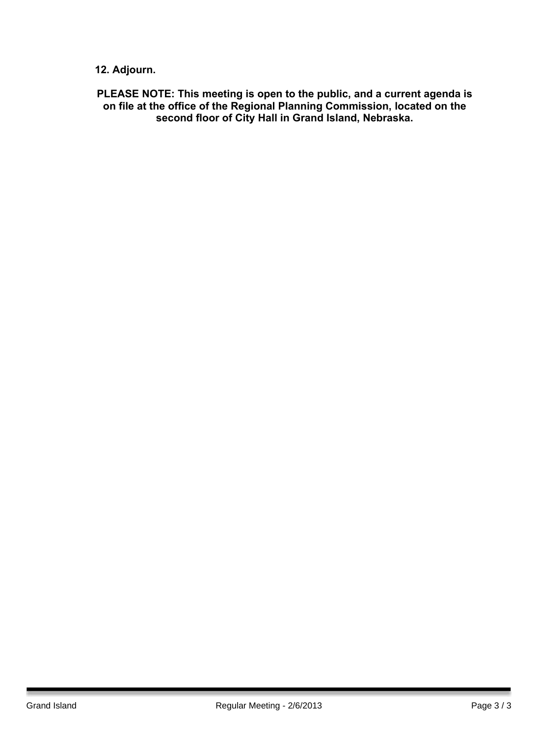**12. Adjourn.**

**PLEASE NOTE: This meeting is open to the public, and a current agenda is on file at the office of the Regional Planning Commission, located on the second floor of City Hall in Grand Island, Nebraska.**